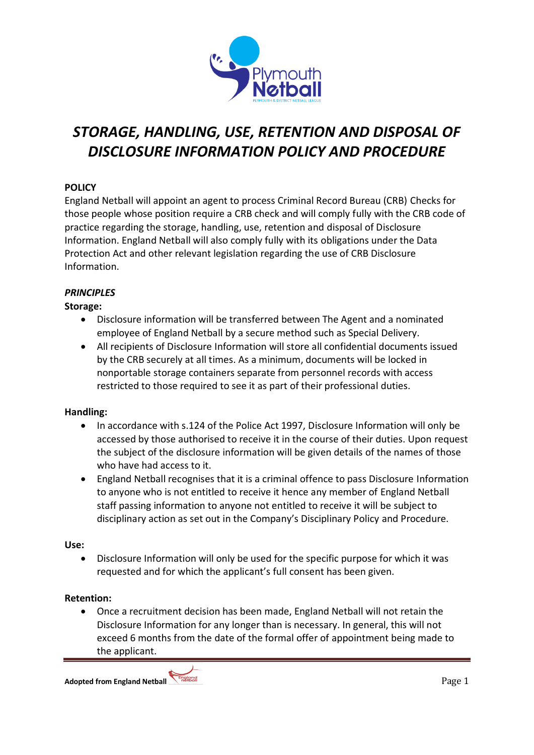# *STORAGE, HANDLING, USE, RETENTION AND DISPOSAL OF DISCLOSURE INFORMATION POLICY AND PROCEDURE*

**POLICY**

England Netball will appoint an agent to process Criminal Record Bureau (CRB) Checks for those people whose position require a CRB check and will comply fully with the CRB code of practice regarding the storage, handling, use, retention and disposal of Disclosure Information. England Netball will also comply fully with its obligations under the Data Protection Act and other relevant legislation regarding the use of CRB Disclosure Information.

***PRINCIPLES***

**Storage:**

- Disclosure information will be transferred between The Agent and a nominated employee of England Netball by a secure method such as Special Delivery.
- All recipients of Disclosure Information will store all confidential documents issued by the CRB securely at all times. As a minimum, documents will be locked in nonportable storage containers separate from personnel records with access restricted to those required to see it as part of their professional duties.

**Handling:**

- In accordance with s.124 of the Police Act 1997, Disclosure Information will only be accessed by those authorised to receive it in the course of their duties. Upon request the subject of the disclosure information will be given details of the names of those who have had access to it.
- England Netball recognises that it is a criminal offence to pass Disclosure Information to anyone who is not entitled to receive it hence any member of England Netball staff passing information to anyone not entitled to receive it will be subject to disciplinary action as set out in the Company's Disciplinary Policy and Procedure.

**Use:**

- Disclosure Information will only be used for the specific purpose for which it was requested and for which the applicant's full consent has been given.

**Retention:**

- Once a recruitment decision has been made, England Netball will not retain the Disclosure Information for any longer than is necessary. In general, this will not exceed 6 months from the date of the formal offer of appointment being made to the applicant.

**Adopted from England Netball**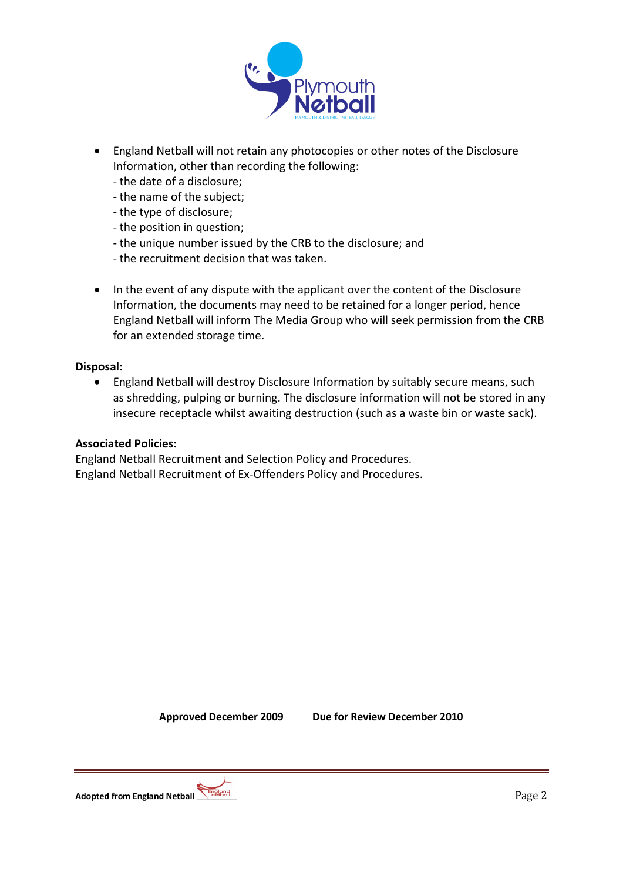- England Netball will not retain any photocopies or other notes of the Disclosure Information, other than recording the following:
  - the date of a disclosure;
  - the name of the subject;
  - the type of disclosure;
  - the position in question;
  - the unique number issued by the CRB to the disclosure; and
  - the recruitment decision that was taken.

- In the event of any dispute with the applicant over the content of the Disclosure Information, the documents may need to be retained for a longer period, hence England Netball will inform The Media Group who will seek permission from the CRB for an extended storage time.

**Disposal:**

- England Netball will destroy Disclosure Information by suitably secure means, such as shredding, pulping or burning. The disclosure information will not be stored in any insecure receptacle whilst awaiting destruction (such as a waste bin or waste sack).

**Associated Policies:**

England Netball Recruitment and Selection Policy and Procedures.
England Netball Recruitment of Ex-Offenders Policy and Procedures.

**Approved December 2009** **Due for Review December 2010**